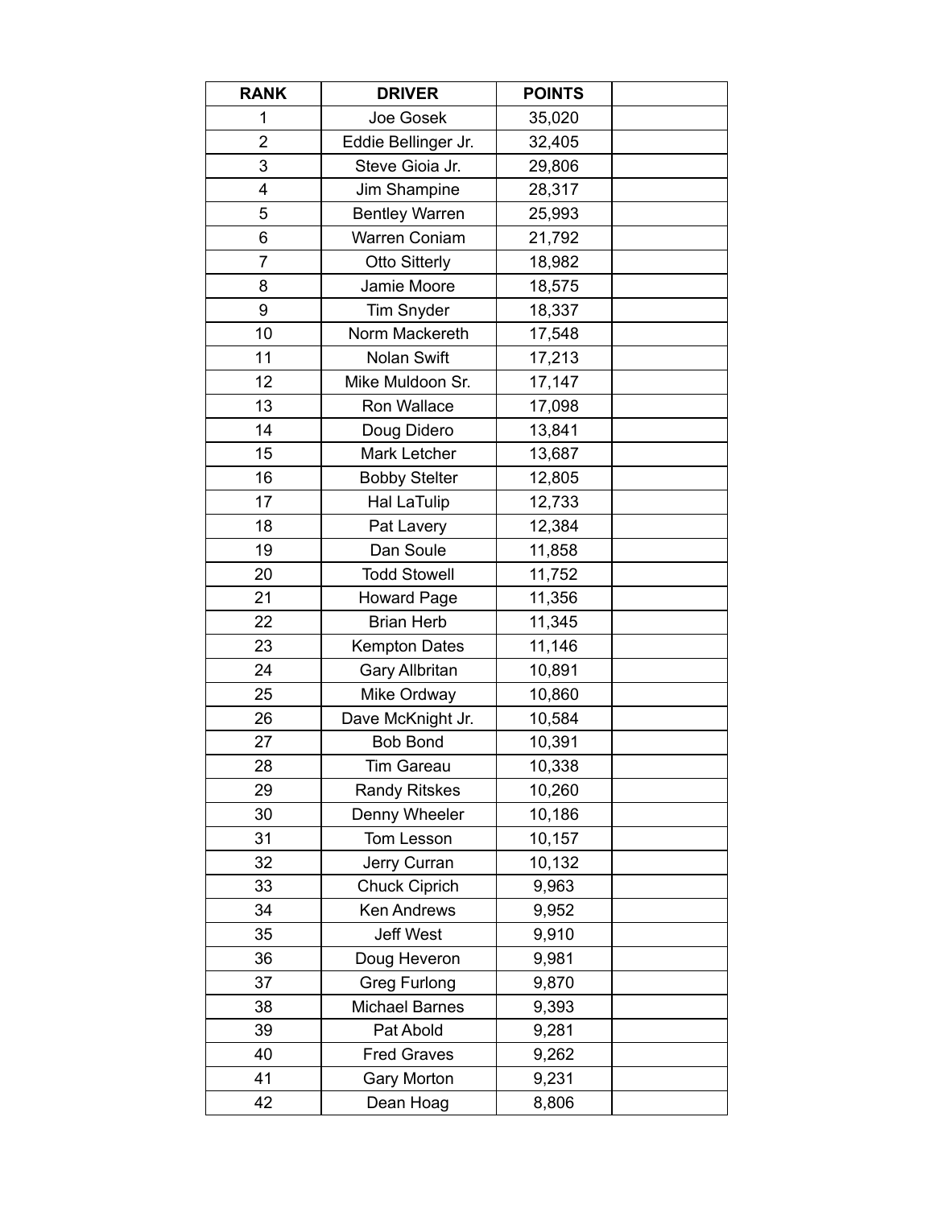| RANK | DRIVER | POINTS | |
|---|---|---|---|
| 1 | Joe Gosek | 35,020 | |
| 2 | Eddie Bellinger Jr. | 32,405 | |
| 3 | Steve Gioia Jr. | 29,806 | |
| 4 | Jim Shampine | 28,317 | |
| 5 | Bentley Warren | 25,993 | |
| 6 | Warren Coniam | 21,792 | |
| 7 | Otto Sitterly | 18,982 | |
| 8 | Jamie Moore | 18,575 | |
| 9 | Tim Snyder | 18,337 | |
| 10 | Norm Mackereth | 17,548 | |
| 11 | Nolan Swift | 17,213 | |
| 12 | Mike Muldoon Sr. | 17,147 | |
| 13 | Ron Wallace | 17,098 | |
| 14 | Doug Didero | 13,841 | |
| 15 | Mark Letcher | 13,687 | |
| 16 | Bobby Stelter | 12,805 | |
| 17 | Hal LaTulip | 12,733 | |
| 18 | Pat Lavery | 12,384 | |
| 19 | Dan Soule | 11,858 | |
| 20 | Todd Stowell | 11,752 | |
| 21 | Howard Page | 11,356 | |
| 22 | Brian Herb | 11,345 | |
| 23 | Kempton Dates | 11,146 | |
| 24 | Gary Allbritan | 10,891 | |
| 25 | Mike Ordway | 10,860 | |
| 26 | Dave McKnight Jr. | 10,584 | |
| 27 | Bob Bond | 10,391 | |
| 28 | Tim Gareau | 10,338 | |
| 29 | Randy Ritskes | 10,260 | |
| 30 | Denny Wheeler | 10,186 | |
| 31 | Tom Lesson | 10,157 | |
| 32 | Jerry Curran | 10,132 | |
| 33 | Chuck Ciprich | 9,963 | |
| 34 | Ken Andrews | 9,952 | |
| 35 | Jeff West | 9,910 | |
| 36 | Doug Heveron | 9,981 | |
| 37 | Greg Furlong | 9,870 | |
| 38 | Michael Barnes | 9,393 | |
| 39 | Pat Abold | 9,281 | |
| 40 | Fred Graves | 9,262 | |
| 41 | Gary Morton | 9,231 | |
| 42 | Dean Hoag | 8,806 | |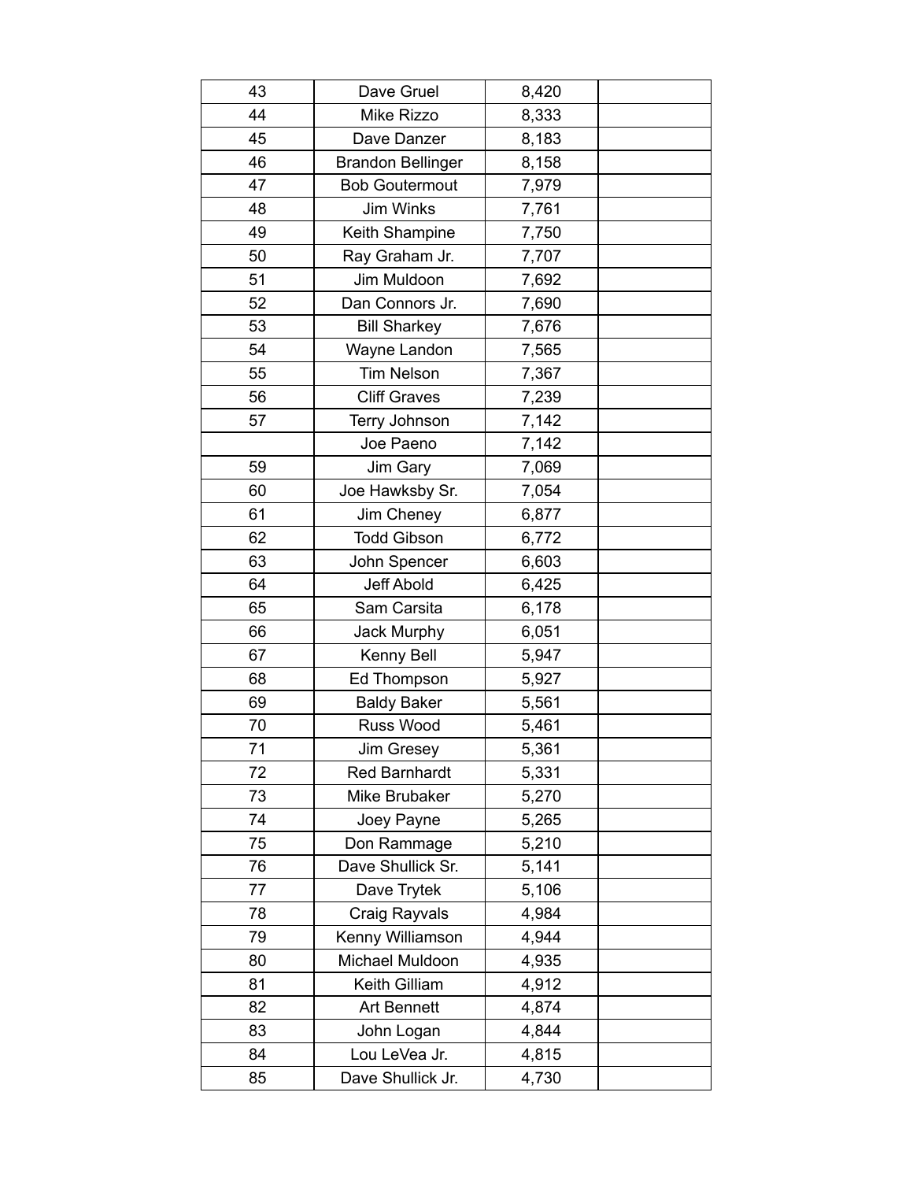| | | | |
|---|---|---|---|
| 43 | Dave Gruel | 8,420 | |
| 44 | Mike Rizzo | 8,333 | |
| 45 | Dave Danzer | 8,183 | |
| 46 | Brandon Bellinger | 8,158 | |
| 47 | Bob Goutermout | 7,979 | |
| 48 | Jim Winks | 7,761 | |
| 49 | Keith Shampine | 7,750 | |
| 50 | Ray Graham Jr. | 7,707 | |
| 51 | Jim Muldoon | 7,692 | |
| 52 | Dan Connors Jr. | 7,690 | |
| 53 | Bill Sharkey | 7,676 | |
| 54 | Wayne Landon | 7,565 | |
| 55 | Tim Nelson | 7,367 | |
| 56 | Cliff Graves | 7,239 | |
| 57 | Terry Johnson | 7,142 | |
| | Joe Paeno | 7,142 | |
| 59 | Jim Gary | 7,069 | |
| 60 | Joe Hawksby Sr. | 7,054 | |
| 61 | Jim Cheney | 6,877 | |
| 62 | Todd Gibson | 6,772 | |
| 63 | John Spencer | 6,603 | |
| 64 | Jeff Abold | 6,425 | |
| 65 | Sam Carsita | 6,178 | |
| 66 | Jack Murphy | 6,051 | |
| 67 | Kenny Bell | 5,947 | |
| 68 | Ed Thompson | 5,927 | |
| 69 | Baldy Baker | 5,561 | |
| 70 | Russ Wood | 5,461 | |
| 71 | Jim Gresey | 5,361 | |
| 72 | Red Barnhardt | 5,331 | |
| 73 | Mike Brubaker | 5,270 | |
| 74 | Joey Payne | 5,265 | |
| 75 | Don Rammage | 5,210 | |
| 76 | Dave Shullick Sr. | 5,141 | |
| 77 | Dave Trytek | 5,106 | |
| 78 | Craig Rayvals | 4,984 | |
| 79 | Kenny Williamson | 4,944 | |
| 80 | Michael Muldoon | 4,935 | |
| 81 | Keith Gilliam | 4,912 | |
| 82 | Art Bennett | 4,874 | |
| 83 | John Logan | 4,844 | |
| 84 | Lou LeVea Jr. | 4,815 | |
| 85 | Dave Shullick Jr. | 4,730 | |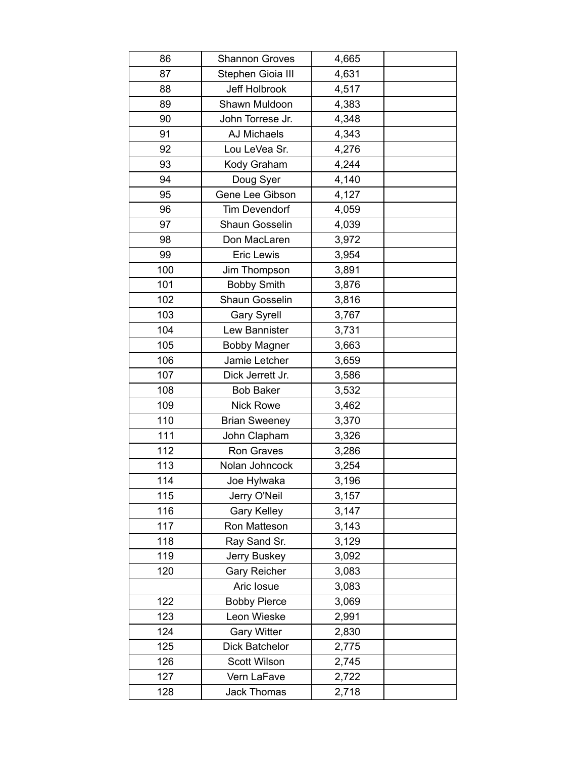| | | | |
|---|---|---|---|
| 86 | Shannon Groves | 4,665 | |
| 87 | Stephen Gioia III | 4,631 | |
| 88 | Jeff Holbrook | 4,517 | |
| 89 | Shawn Muldoon | 4,383 | |
| 90 | John Torrese Jr. | 4,348 | |
| 91 | AJ Michaels | 4,343 | |
| 92 | Lou LeVea Sr. | 4,276 | |
| 93 | Kody Graham | 4,244 | |
| 94 | Doug Syer | 4,140 | |
| 95 | Gene Lee Gibson | 4,127 | |
| 96 | Tim Devendorf | 4,059 | |
| 97 | Shaun Gosselin | 4,039 | |
| 98 | Don MacLaren | 3,972 | |
| 99 | Eric Lewis | 3,954 | |
| 100 | Jim Thompson | 3,891 | |
| 101 | Bobby Smith | 3,876 | |
| 102 | Shaun Gosselin | 3,816 | |
| 103 | Gary Syrell | 3,767 | |
| 104 | Lew Bannister | 3,731 | |
| 105 | Bobby Magner | 3,663 | |
| 106 | Jamie Letcher | 3,659 | |
| 107 | Dick Jerrett Jr. | 3,586 | |
| 108 | Bob Baker | 3,532 | |
| 109 | Nick Rowe | 3,462 | |
| 110 | Brian Sweeney | 3,370 | |
| 111 | John Clapham | 3,326 | |
| 112 | Ron Graves | 3,286 | |
| 113 | Nolan Johncock | 3,254 | |
| 114 | Joe Hylwaka | 3,196 | |
| 115 | Jerry O'Neil | 3,157 | |
| 116 | Gary Kelley | 3,147 | |
| 117 | Ron Matteson | 3,143 | |
| 118 | Ray Sand Sr. | 3,129 | |
| 119 | Jerry Buskey | 3,092 | |
| 120 | Gary Reicher | 3,083 | |
| | Aric Iosue | 3,083 | |
| 122 | Bobby Pierce | 3,069 | |
| 123 | Leon Wieske | 2,991 | |
| 124 | Gary Witter | 2,830 | |
| 125 | Dick Batchelor | 2,775 | |
| 126 | Scott Wilson | 2,745 | |
| 127 | Vern LaFave | 2,722 | |
| 128 | Jack Thomas | 2,718 | |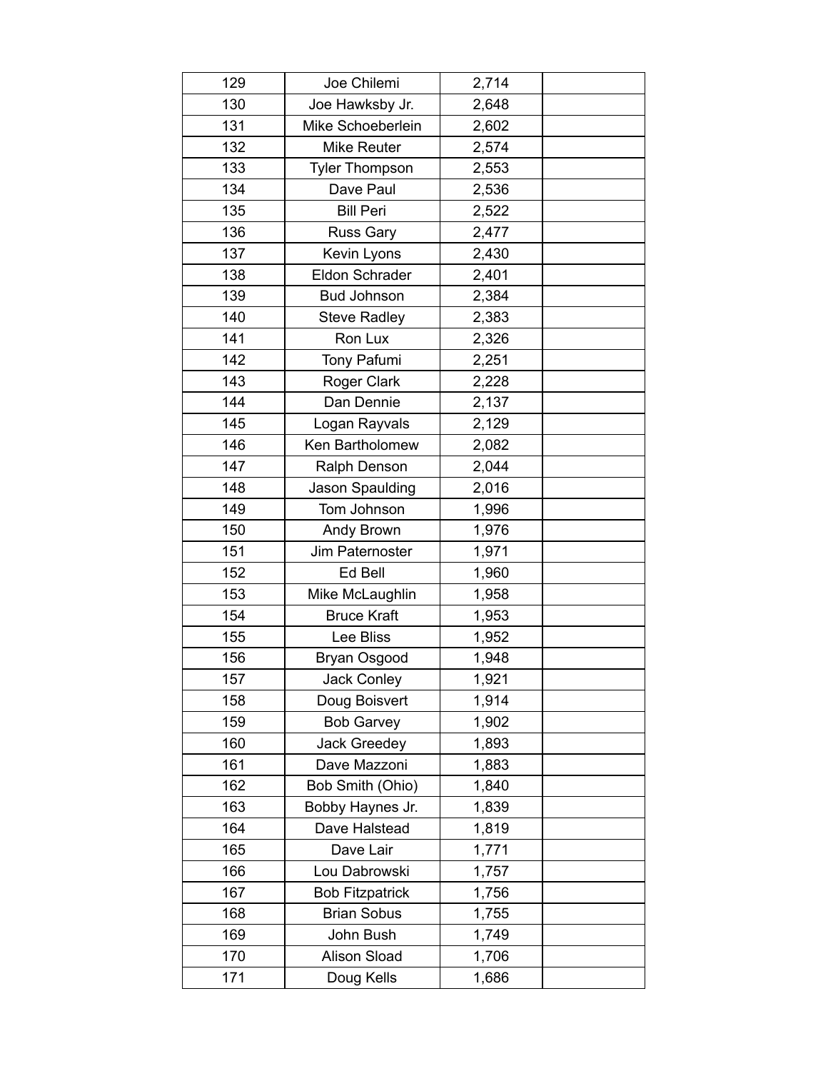| 129 | Joe Chilemi | 2,714 | |
|---|---|---|---|
| 130 | Joe Hawksby Jr. | 2,648 | |
| 131 | Mike Schoeberlein | 2,602 | |
| 132 | Mike Reuter | 2,574 | |
| 133 | Tyler Thompson | 2,553 | |
| 134 | Dave Paul | 2,536 | |
| 135 | Bill Peri | 2,522 | |
| 136 | Russ Gary | 2,477 | |
| 137 | Kevin Lyons | 2,430 | |
| 138 | Eldon Schrader | 2,401 | |
| 139 | Bud Johnson | 2,384 | |
| 140 | Steve Radley | 2,383 | |
| 141 | Ron Lux | 2,326 | |
| 142 | Tony Pafumi | 2,251 | |
| 143 | Roger Clark | 2,228 | |
| 144 | Dan Dennie | 2,137 | |
| 145 | Logan Rayvals | 2,129 | |
| 146 | Ken Bartholomew | 2,082 | |
| 147 | Ralph Denson | 2,044 | |
| 148 | Jason Spaulding | 2,016 | |
| 149 | Tom Johnson | 1,996 | |
| 150 | Andy Brown | 1,976 | |
| 151 | Jim Paternoster | 1,971 | |
| 152 | Ed Bell | 1,960 | |
| 153 | Mike McLaughlin | 1,958 | |
| 154 | Bruce Kraft | 1,953 | |
| 155 | Lee Bliss | 1,952 | |
| 156 | Bryan Osgood | 1,948 | |
| 157 | Jack Conley | 1,921 | |
| 158 | Doug Boisvert | 1,914 | |
| 159 | Bob Garvey | 1,902 | |
| 160 | Jack Greedey | 1,893 | |
| 161 | Dave Mazzoni | 1,883 | |
| 162 | Bob Smith (Ohio) | 1,840 | |
| 163 | Bobby Haynes Jr. | 1,839 | |
| 164 | Dave Halstead | 1,819 | |
| 165 | Dave Lair | 1,771 | |
| 166 | Lou Dabrowski | 1,757 | |
| 167 | Bob Fitzpatrick | 1,756 | |
| 168 | Brian Sobus | 1,755 | |
| 169 | John Bush | 1,749 | |
| 170 | Alison Sload | 1,706 | |
| 171 | Doug Kells | 1,686 | |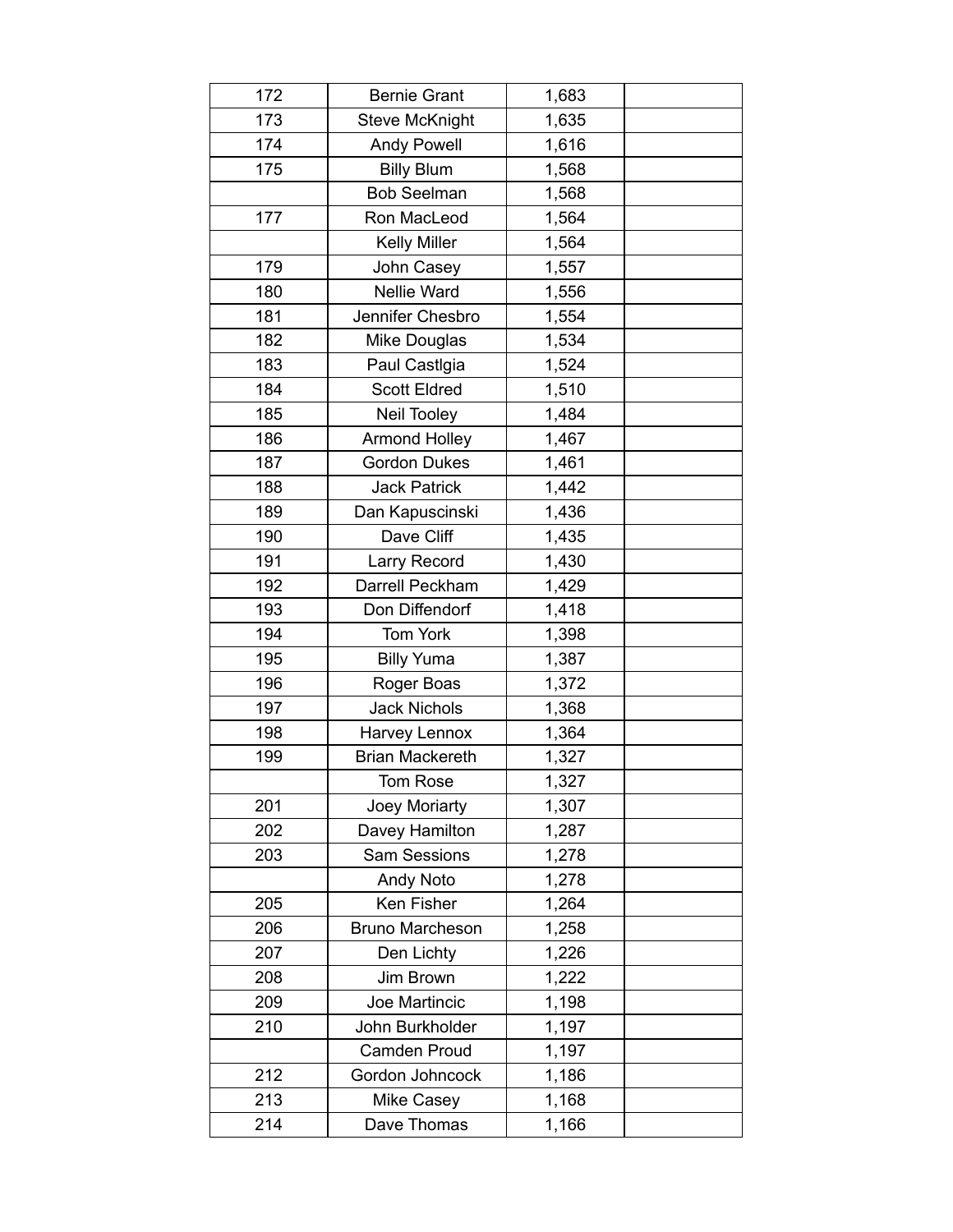| | | | |
|---|---|---|---|
| 172 | Bernie Grant | 1,683 | |
| 173 | Steve McKnight | 1,635 | |
| 174 | Andy Powell | 1,616 | |
| 175 | Billy Blum | 1,568 | |
| | Bob Seelman | 1,568 | |
| 177 | Ron MacLeod | 1,564 | |
| | Kelly Miller | 1,564 | |
| 179 | John Casey | 1,557 | |
| 180 | Nellie Ward | 1,556 | |
| 181 | Jennifer Chesbro | 1,554 | |
| 182 | Mike Douglas | 1,534 | |
| 183 | Paul Castlgia | 1,524 | |
| 184 | Scott Eldred | 1,510 | |
| 185 | Neil Tooley | 1,484 | |
| 186 | Armond Holley | 1,467 | |
| 187 | Gordon Dukes | 1,461 | |
| 188 | Jack Patrick | 1,442 | |
| 189 | Dan Kapuscinski | 1,436 | |
| 190 | Dave Cliff | 1,435 | |
| 191 | Larry Record | 1,430 | |
| 192 | Darrell Peckham | 1,429 | |
| 193 | Don Diffendorf | 1,418 | |
| 194 | Tom York | 1,398 | |
| 195 | Billy Yuma | 1,387 | |
| 196 | Roger Boas | 1,372 | |
| 197 | Jack Nichols | 1,368 | |
| 198 | Harvey Lennox | 1,364 | |
| 199 | Brian Mackereth | 1,327 | |
| | Tom Rose | 1,327 | |
| 201 | Joey Moriarty | 1,307 | |
| 202 | Davey Hamilton | 1,287 | |
| 203 | Sam Sessions | 1,278 | |
| | Andy Noto | 1,278 | |
| 205 | Ken Fisher | 1,264 | |
| 206 | Bruno Marcheson | 1,258 | |
| 207 | Den Lichty | 1,226 | |
| 208 | Jim Brown | 1,222 | |
| 209 | Joe Martincic | 1,198 | |
| 210 | John Burkholder | 1,197 | |
| | Camden Proud | 1,197 | |
| 212 | Gordon Johncock | 1,186 | |
| 213 | Mike Casey | 1,168 | |
| 214 | Dave Thomas | 1,166 | |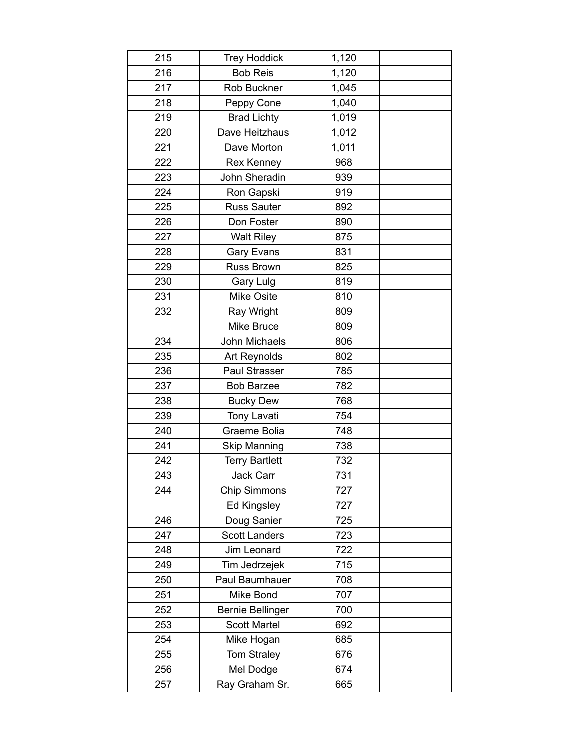| | | | |
|---|---|---|---|
| 215 | Trey Hoddick | 1,120 | |
| 216 | Bob Reis | 1,120 | |
| 217 | Rob Buckner | 1,045 | |
| 218 | Peppy Cone | 1,040 | |
| 219 | Brad Lichty | 1,019 | |
| 220 | Dave Heitzhaus | 1,012 | |
| 221 | Dave Morton | 1,011 | |
| 222 | Rex Kenney | 968 | |
| 223 | John Sheradin | 939 | |
| 224 | Ron Gapski | 919 | |
| 225 | Russ Sauter | 892 | |
| 226 | Don Foster | 890 | |
| 227 | Walt Riley | 875 | |
| 228 | Gary Evans | 831 | |
| 229 | Russ Brown | 825 | |
| 230 | Gary Lulg | 819 | |
| 231 | Mike Osite | 810 | |
| 232 | Ray Wright | 809 | |
| | Mike Bruce | 809 | |
| 234 | John Michaels | 806 | |
| 235 | Art Reynolds | 802 | |
| 236 | Paul Strasser | 785 | |
| 237 | Bob Barzee | 782 | |
| 238 | Bucky Dew | 768 | |
| 239 | Tony Lavati | 754 | |
| 240 | Graeme Bolia | 748 | |
| 241 | Skip Manning | 738 | |
| 242 | Terry Bartlett | 732 | |
| 243 | Jack Carr | 731 | |
| 244 | Chip Simmons | 727 | |
| | Ed Kingsley | 727 | |
| 246 | Doug Sanier | 725 | |
| 247 | Scott Landers | 723 | |
| 248 | Jim Leonard | 722 | |
| 249 | Tim Jedrzejek | 715 | |
| 250 | Paul Baumhauer | 708 | |
| 251 | Mike Bond | 707 | |
| 252 | Bernie Bellinger | 700 | |
| 253 | Scott Martel | 692 | |
| 254 | Mike Hogan | 685 | |
| 255 | Tom Straley | 676 | |
| 256 | Mel Dodge | 674 | |
| 257 | Ray Graham Sr. | 665 | |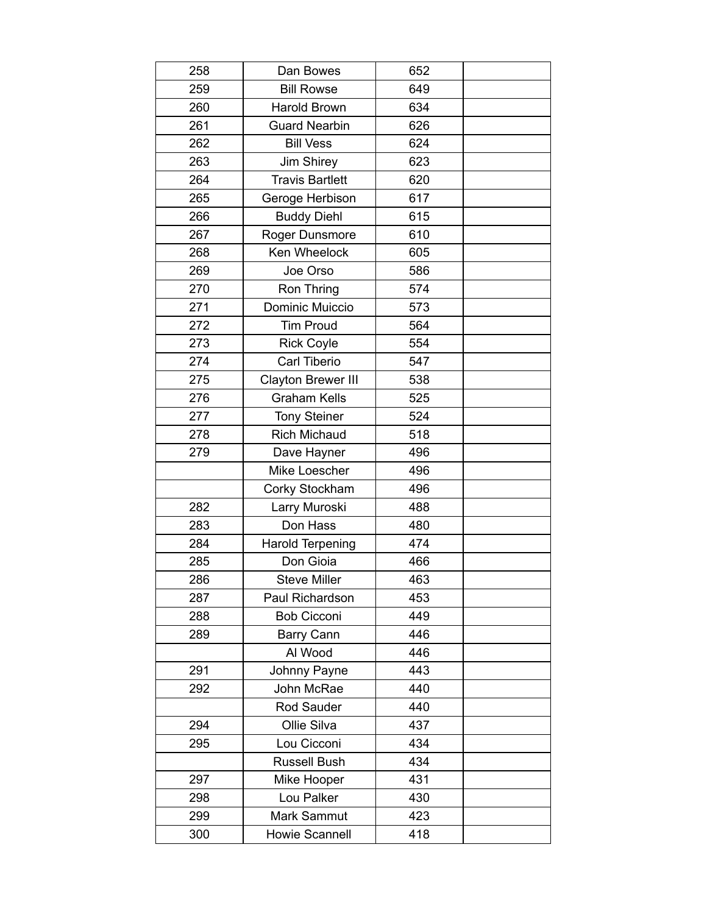| 258 | Dan Bowes | 652 | |
|---|---|---|---|
| 259 | Bill Rowse | 649 | |
| 260 | Harold Brown | 634 | |
| 261 | Guard Nearbin | 626 | |
| 262 | Bill Vess | 624 | |
| 263 | Jim Shirey | 623 | |
| 264 | Travis Bartlett | 620 | |
| 265 | Geroge Herbison | 617 | |
| 266 | Buddy Diehl | 615 | |
| 267 | Roger Dunsmore | 610 | |
| 268 | Ken Wheelock | 605 | |
| 269 | Joe Orso | 586 | |
| 270 | Ron Thring | 574 | |
| 271 | Dominic Muiccio | 573 | |
| 272 | Tim Proud | 564 | |
| 273 | Rick Coyle | 554 | |
| 274 | Carl Tiberio | 547 | |
| 275 | Clayton Brewer III | 538 | |
| 276 | Graham Kells | 525 | |
| 277 | Tony Steiner | 524 | |
| 278 | Rich Michaud | 518 | |
| 279 | Dave Hayner | 496 | |
| | Mike Loescher | 496 | |
| | Corky Stockham | 496 | |
| 282 | Larry Muroski | 488 | |
| 283 | Don Hass | 480 | |
| 284 | Harold Terpening | 474 | |
| 285 | Don Gioia | 466 | |
| 286 | Steve Miller | 463 | |
| 287 | Paul Richardson | 453 | |
| 288 | Bob Cicconi | 449 | |
| 289 | Barry Cann | 446 | |
| | Al Wood | 446 | |
| 291 | Johnny Payne | 443 | |
| 292 | John McRae | 440 | |
| | Rod Sauder | 440 | |
| 294 | Ollie Silva | 437 | |
| 295 | Lou Cicconi | 434 | |
| | Russell Bush | 434 | |
| 297 | Mike Hooper | 431 | |
| 298 | Lou Palker | 430 | |
| 299 | Mark Sammut | 423 | |
| 300 | Howie Scannell | 418 | |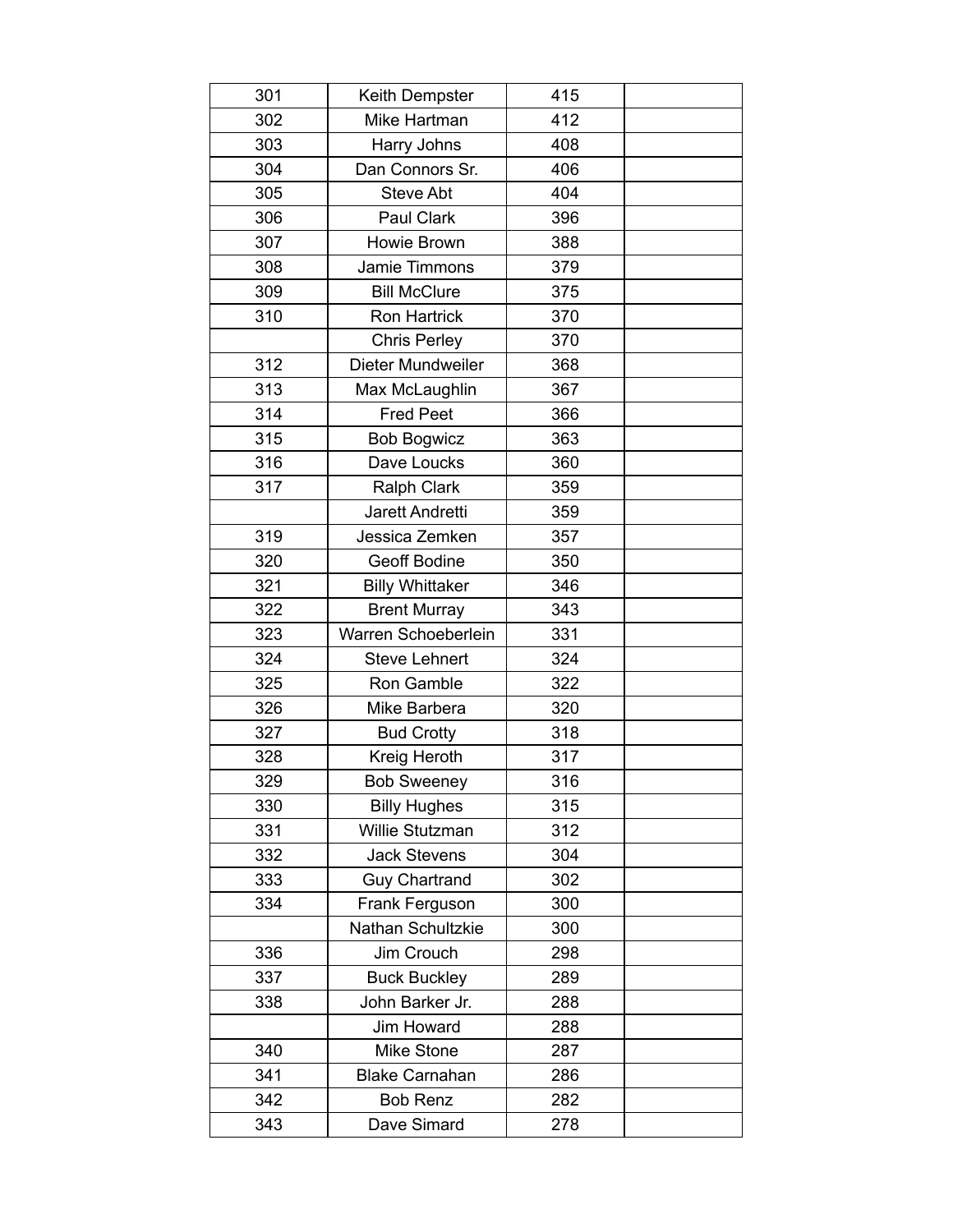| | | | |
|---|---|---|---|
| 301 | Keith Dempster | 415 | |
| 302 | Mike Hartman | 412 | |
| 303 | Harry Johns | 408 | |
| 304 | Dan Connors Sr. | 406 | |
| 305 | Steve Abt | 404 | |
| 306 | Paul Clark | 396 | |
| 307 | Howie Brown | 388 | |
| 308 | Jamie Timmons | 379 | |
| 309 | Bill McClure | 375 | |
| 310 | Ron Hartrick | 370 | |
| | Chris Perley | 370 | |
| 312 | Dieter Mundweiler | 368 | |
| 313 | Max McLaughlin | 367 | |
| 314 | Fred Peet | 366 | |
| 315 | Bob Bogwicz | 363 | |
| 316 | Dave Loucks | 360 | |
| 317 | Ralph Clark | 359 | |
| | Jarett Andretti | 359 | |
| 319 | Jessica Zemken | 357 | |
| 320 | Geoff Bodine | 350 | |
| 321 | Billy Whittaker | 346 | |
| 322 | Brent Murray | 343 | |
| 323 | Warren Schoeberlein | 331 | |
| 324 | Steve Lehnert | 324 | |
| 325 | Ron Gamble | 322 | |
| 326 | Mike Barbera | 320 | |
| 327 | Bud Crotty | 318 | |
| 328 | Kreig Heroth | 317 | |
| 329 | Bob Sweeney | 316 | |
| 330 | Billy Hughes | 315 | |
| 331 | Willie Stutzman | 312 | |
| 332 | Jack Stevens | 304 | |
| 333 | Guy Chartrand | 302 | |
| 334 | Frank Ferguson | 300 | |
| | Nathan Schultzkie | 300 | |
| 336 | Jim Crouch | 298 | |
| 337 | Buck Buckley | 289 | |
| 338 | John Barker Jr. | 288 | |
| | Jim Howard | 288 | |
| 340 | Mike Stone | 287 | |
| 341 | Blake Carnahan | 286 | |
| 342 | Bob Renz | 282 | |
| 343 | Dave Simard | 278 | |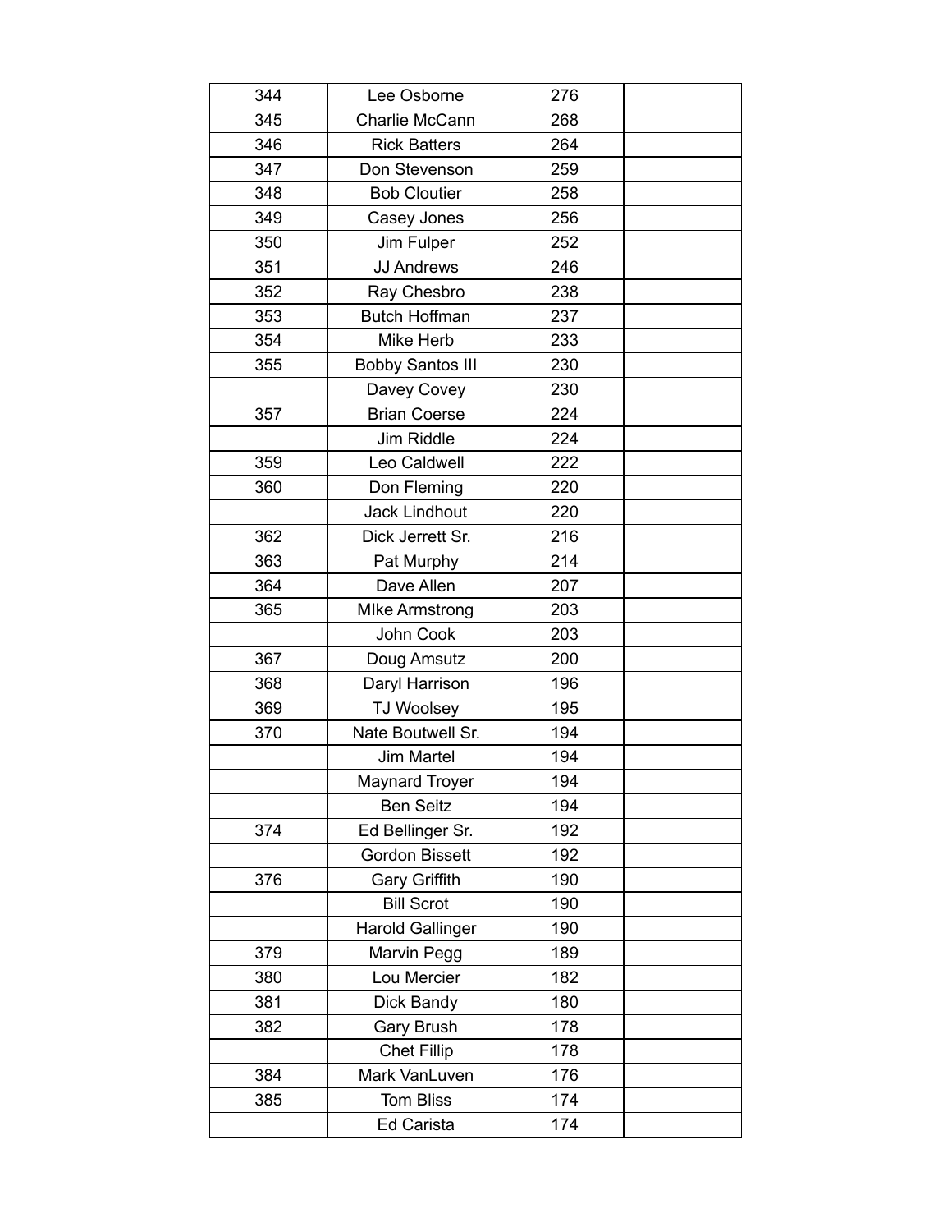| | | | |
|---|---|---|---|
| 344 | Lee Osborne | 276 | |
| 345 | Charlie McCann | 268 | |
| 346 | Rick Batters | 264 | |
| 347 | Don Stevenson | 259 | |
| 348 | Bob Cloutier | 258 | |
| 349 | Casey Jones | 256 | |
| 350 | Jim Fulper | 252 | |
| 351 | JJ Andrews | 246 | |
| 352 | Ray Chesbro | 238 | |
| 353 | Butch Hoffman | 237 | |
| 354 | Mike Herb | 233 | |
| 355 | Bobby Santos III | 230 | |
| | Davey Covey | 230 | |
| 357 | Brian Coerse | 224 | |
| | Jim Riddle | 224 | |
| 359 | Leo Caldwell | 222 | |
| 360 | Don Fleming | 220 | |
| | Jack Lindhout | 220 | |
| 362 | Dick Jerrett Sr. | 216 | |
| 363 | Pat Murphy | 214 | |
| 364 | Dave Allen | 207 | |
| 365 | MIke Armstrong | 203 | |
| | John Cook | 203 | |
| 367 | Doug Amsutz | 200 | |
| 368 | Daryl Harrison | 196 | |
| 369 | TJ Woolsey | 195 | |
| 370 | Nate Boutwell Sr. | 194 | |
| | Jim Martel | 194 | |
| | Maynard Troyer | 194 | |
| | Ben Seitz | 194 | |
| 374 | Ed Bellinger Sr. | 192 | |
| | Gordon Bissett | 192 | |
| 376 | Gary Griffith | 190 | |
| | Bill Scrot | 190 | |
| | Harold Gallinger | 190 | |
| 379 | Marvin Pegg | 189 | |
| 380 | Lou Mercier | 182 | |
| 381 | Dick Bandy | 180 | |
| 382 | Gary Brush | 178 | |
| | Chet Fillip | 178 | |
| 384 | Mark VanLuven | 176 | |
| 385 | Tom Bliss | 174 | |
| | Ed Carista | 174 | |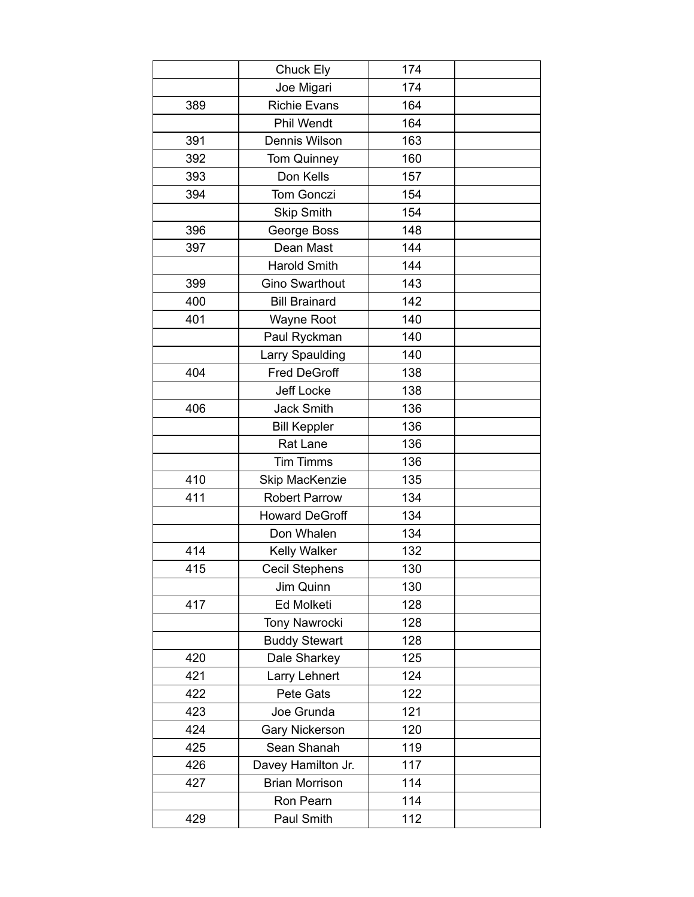| | | | |
|---|---|---|---|
| | Chuck Ely | 174 | |
| | Joe Migari | 174 | |
| 389 | Richie Evans | 164 | |
| | Phil Wendt | 164 | |
| 391 | Dennis Wilson | 163 | |
| 392 | Tom Quinney | 160 | |
| 393 | Don Kells | 157 | |
| 394 | Tom Gonczi | 154 | |
| | Skip Smith | 154 | |
| 396 | George Boss | 148 | |
| 397 | Dean Mast | 144 | |
| | Harold Smith | 144 | |
| 399 | Gino Swarthout | 143 | |
| 400 | Bill Brainard | 142 | |
| 401 | Wayne Root | 140 | |
| | Paul Ryckman | 140 | |
| | Larry Spaulding | 140 | |
| 404 | Fred DeGroff | 138 | |
| | Jeff Locke | 138 | |
| 406 | Jack Smith | 136 | |
| | Bill Keppler | 136 | |
| | Rat Lane | 136 | |
| | Tim Timms | 136 | |
| 410 | Skip MacKenzie | 135 | |
| 411 | Robert Parrow | 134 | |
| | Howard DeGroff | 134 | |
| | Don Whalen | 134 | |
| 414 | Kelly Walker | 132 | |
| 415 | Cecil Stephens | 130 | |
| | Jim Quinn | 130 | |
| 417 | Ed Molketi | 128 | |
| | Tony Nawrocki | 128 | |
| | Buddy Stewart | 128 | |
| 420 | Dale Sharkey | 125 | |
| 421 | Larry Lehnert | 124 | |
| 422 | Pete Gats | 122 | |
| 423 | Joe Grunda | 121 | |
| 424 | Gary Nickerson | 120 | |
| 425 | Sean Shanah | 119 | |
| 426 | Davey Hamilton Jr. | 117 | |
| 427 | Brian Morrison | 114 | |
| | Ron Pearn | 114 | |
| 429 | Paul Smith | 112 | |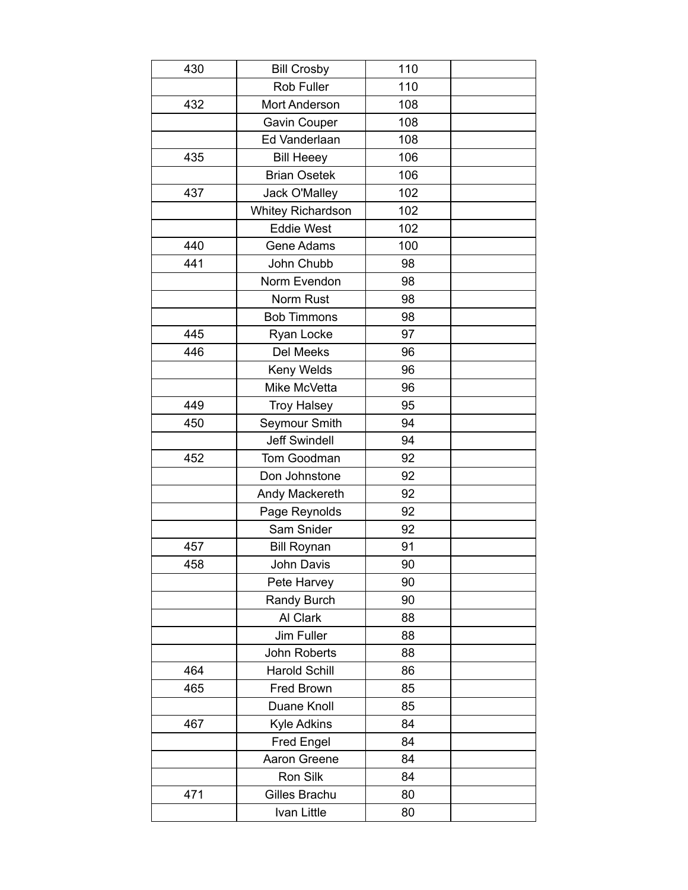| | | | |
|---|---|---|---|
| 430 | Bill Crosby | 110 | |
| | Rob Fuller | 110 | |
| 432 | Mort Anderson | 108 | |
| | Gavin Couper | 108 | |
| | Ed Vanderlaan | 108 | |
| 435 | Bill Heeey | 106 | |
| | Brian Osetek | 106 | |
| 437 | Jack O'Malley | 102 | |
| | Whitey Richardson | 102 | |
| | Eddie West | 102 | |
| 440 | Gene Adams | 100 | |
| 441 | John Chubb | 98 | |
| | Norm Evendon | 98 | |
| | Norm Rust | 98 | |
| | Bob Timmons | 98 | |
| 445 | Ryan Locke | 97 | |
| 446 | Del Meeks | 96 | |
| | Keny Welds | 96 | |
| | Mike McVetta | 96 | |
| 449 | Troy Halsey | 95 | |
| 450 | Seymour Smith | 94 | |
| | Jeff Swindell | 94 | |
| 452 | Tom Goodman | 92 | |
| | Don Johnstone | 92 | |
| | Andy Mackereth | 92 | |
| | Page Reynolds | 92 | |
| | Sam Snider | 92 | |
| 457 | Bill Roynan | 91 | |
| 458 | John Davis | 90 | |
| | Pete Harvey | 90 | |
| | Randy Burch | 90 | |
| | Al Clark | 88 | |
| | Jim Fuller | 88 | |
| | John Roberts | 88 | |
| 464 | Harold Schill | 86 | |
| 465 | Fred Brown | 85 | |
| | Duane Knoll | 85 | |
| 467 | Kyle Adkins | 84 | |
| | Fred Engel | 84 | |
| | Aaron Greene | 84 | |
| | Ron Silk | 84 | |
| 471 | Gilles Brachu | 80 | |
| | Ivan Little | 80 | |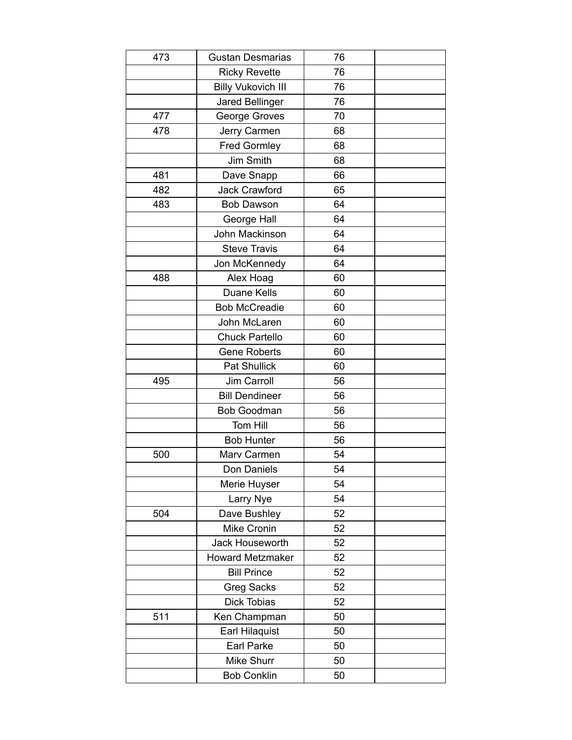| | | | |
|---|---|---|---|
| 473 | Gustan Desmarias | 76 | |
| | Ricky Revette | 76 | |
| | Billy Vukovich III | 76 | |
| | Jared Bellinger | 76 | |
| 477 | George Groves | 70 | |
| 478 | Jerry Carmen | 68 | |
| | Fred Gormley | 68 | |
| | Jim Smith | 68 | |
| 481 | Dave Snapp | 66 | |
| 482 | Jack Crawford | 65 | |
| 483 | Bob Dawson | 64 | |
| | George Hall | 64 | |
| | John Mackinson | 64 | |
| | Steve Travis | 64 | |
| | Jon McKennedy | 64 | |
| 488 | Alex Hoag | 60 | |
| | Duane Kells | 60 | |
| | Bob McCreadie | 60 | |
| | John McLaren | 60 | |
| | Chuck Partello | 60 | |
| | Gene Roberts | 60 | |
| | Pat Shullick | 60 | |
| 495 | Jim Carroll | 56 | |
| | Bill Dendineer | 56 | |
| | Bob Goodman | 56 | |
| | Tom Hill | 56 | |
| | Bob Hunter | 56 | |
| 500 | Marv Carmen | 54 | |
| | Don Daniels | 54 | |
| | Merie Huyser | 54 | |
| | Larry Nye | 54 | |
| 504 | Dave Bushley | 52 | |
| | Mike Cronin | 52 | |
| | Jack Houseworth | 52 | |
| | Howard Metzmaker | 52 | |
| | Bill Prince | 52 | |
| | Greg Sacks | 52 | |
| | Dick Tobias | 52 | |
| 511 | Ken Champman | 50 | |
| | Earl Hilaquist | 50 | |
| | Earl Parke | 50 | |
| | Mike Shurr | 50 | |
| | Bob Conklin | 50 | |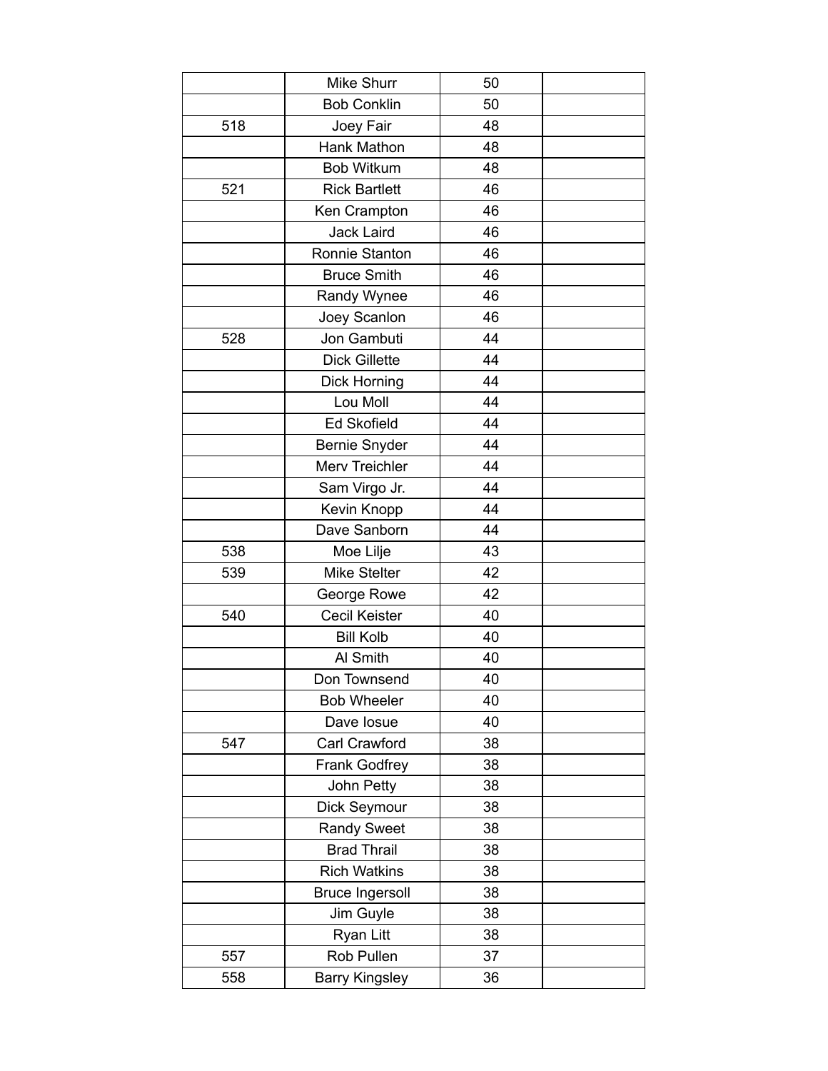| | | | |
|---|---|---|---|
| | Mike Shurr | 50 | |
| | Bob Conklin | 50 | |
| 518 | Joey Fair | 48 | |
| | Hank Mathon | 48 | |
| | Bob Witkum | 48 | |
| 521 | Rick Bartlett | 46 | |
| | Ken Crampton | 46 | |
| | Jack Laird | 46 | |
| | Ronnie Stanton | 46 | |
| | Bruce Smith | 46 | |
| | Randy Wynee | 46 | |
| | Joey Scanlon | 46 | |
| 528 | Jon Gambuti | 44 | |
| | Dick Gillette | 44 | |
| | Dick Horning | 44 | |
| | Lou Moll | 44 | |
| | Ed Skofield | 44 | |
| | Bernie Snyder | 44 | |
| | Merv Treichler | 44 | |
| | Sam Virgo Jr. | 44 | |
| | Kevin Knopp | 44 | |
| | Dave Sanborn | 44 | |
| 538 | Moe Lilje | 43 | |
| 539 | Mike Stelter | 42 | |
| | George Rowe | 42 | |
| 540 | Cecil Keister | 40 | |
| | Bill Kolb | 40 | |
| | Al Smith | 40 | |
| | Don Townsend | 40 | |
| | Bob Wheeler | 40 | |
| | Dave Iosue | 40 | |
| 547 | Carl Crawford | 38 | |
| | Frank Godfrey | 38 | |
| | John Petty | 38 | |
| | Dick Seymour | 38 | |
| | Randy Sweet | 38 | |
| | Brad Thrail | 38 | |
| | Rich Watkins | 38 | |
| | Bruce Ingersoll | 38 | |
| | Jim Guyle | 38 | |
| | Ryan Litt | 38 | |
| 557 | Rob Pullen | 37 | |
| 558 | Barry Kingsley | 36 | |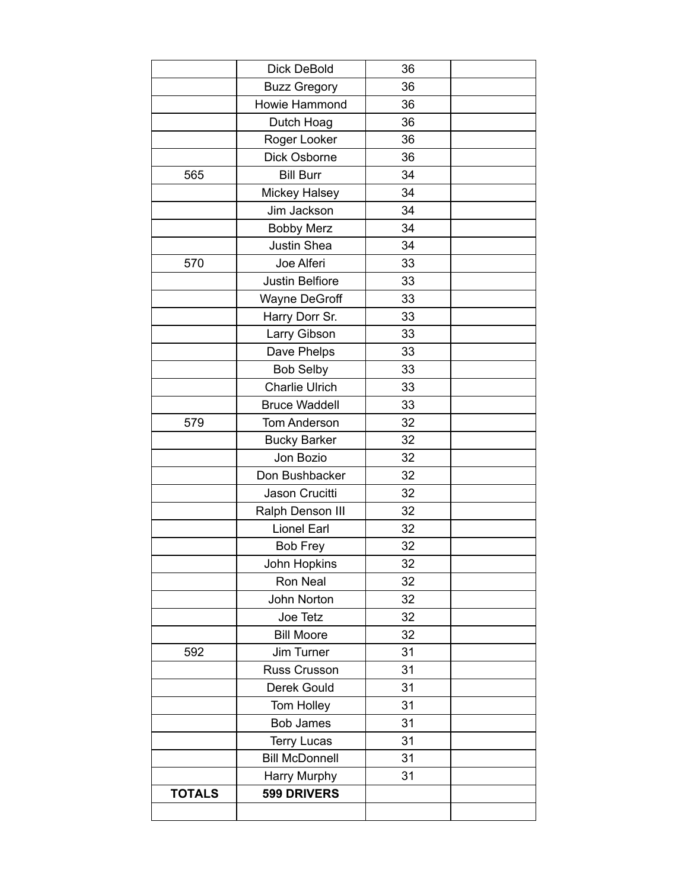| | | | |
|---|---|---|---|
| | Dick DeBold | 36 | |
| | Buzz Gregory | 36 | |
| | Howie Hammond | 36 | |
| | Dutch Hoag | 36 | |
| | Roger Looker | 36 | |
| | Dick Osborne | 36 | |
| 565 | Bill Burr | 34 | |
| | Mickey Halsey | 34 | |
| | Jim Jackson | 34 | |
| | Bobby Merz | 34 | |
| | Justin Shea | 34 | |
| 570 | Joe Alferi | 33 | |
| | Justin Belfiore | 33 | |
| | Wayne DeGroff | 33 | |
| | Harry Dorr Sr. | 33 | |
| | Larry Gibson | 33 | |
| | Dave Phelps | 33 | |
| | Bob Selby | 33 | |
| | Charlie Ulrich | 33 | |
| | Bruce Waddell | 33 | |
| 579 | Tom Anderson | 32 | |
| | Bucky Barker | 32 | |
| | Jon Bozio | 32 | |
| | Don Bushbacker | 32 | |
| | Jason Crucitti | 32 | |
| | Ralph Denson III | 32 | |
| | Lionel Earl | 32 | |
| | Bob Frey | 32 | |
| | John Hopkins | 32 | |
| | Ron Neal | 32 | |
| | John Norton | 32 | |
| | Joe Tetz | 32 | |
| | Bill Moore | 32 | |
| 592 | Jim Turner | 31 | |
| | Russ Crusson | 31 | |
| | Derek Gould | 31 | |
| | Tom Holley | 31 | |
| | Bob James | 31 | |
| | Terry Lucas | 31 | |
| | Bill McDonnell | 31 | |
| | Harry Murphy | 31 | |
| **TOTALS** | **599 DRIVERS** | | |
| | | | |